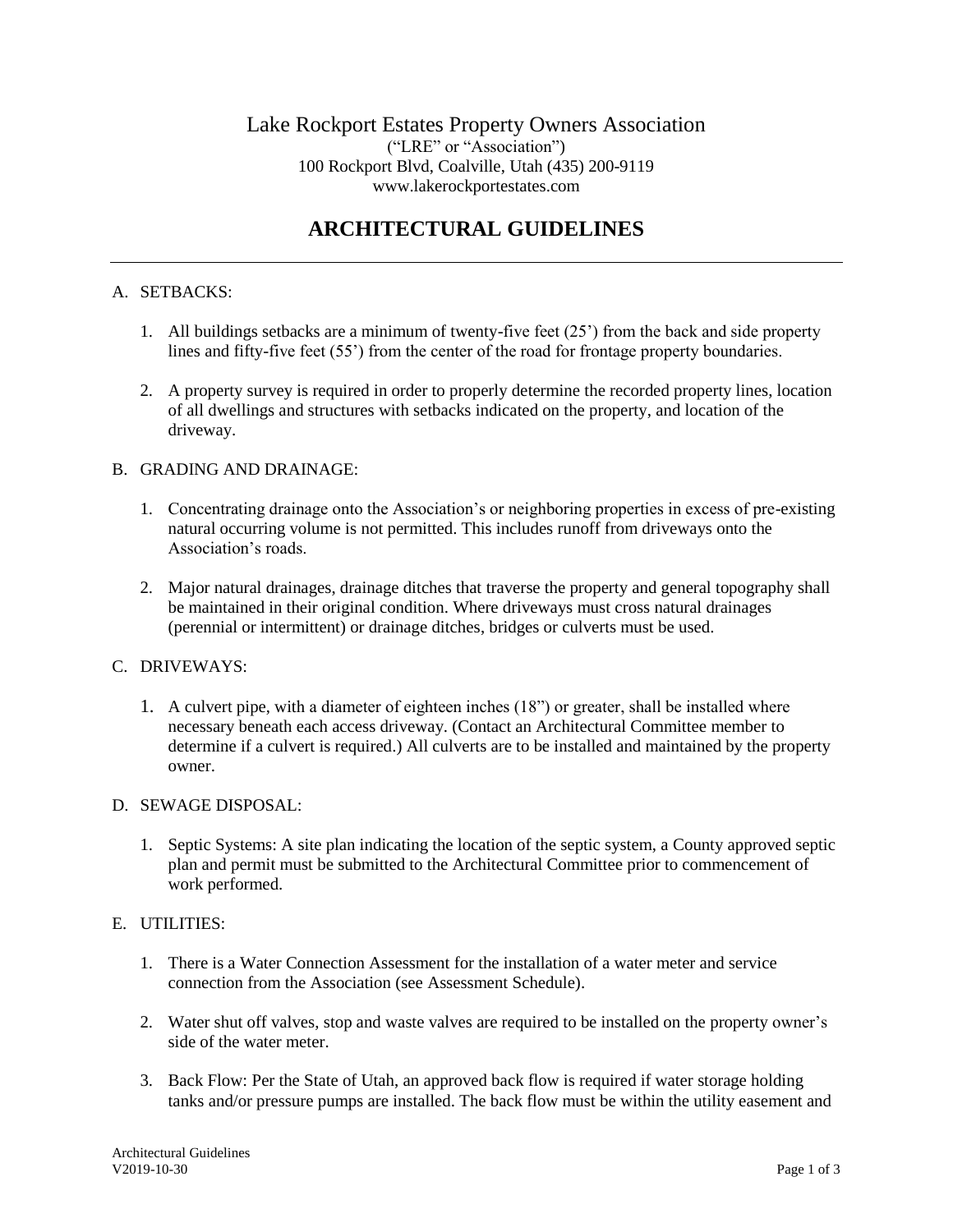Lake Rockport Estates Property Owners Association
("LRE" or "Association")
100 Rockport Blvd, Coalville, Utah (435) 200-9119
www.lakerockportestates.com

# ARCHITECTURAL GUIDELINES

---

A. SETBACKS:

1. All buildings setbacks are a minimum of twenty-five feet (25') from the back and side property lines and fifty-five feet (55') from the center of the road for frontage property boundaries.

2. A property survey is required in order to properly determine the recorded property lines, location of all dwellings and structures with setbacks indicated on the property, and location of the driveway.

B. GRADING AND DRAINAGE:

1. Concentrating drainage onto the Association's or neighboring properties in excess of pre-existing natural occurring volume is not permitted. This includes runoff from driveways onto the Association's roads.

2. Major natural drainages, drainage ditches that traverse the property and general topography shall be maintained in their original condition. Where driveways must cross natural drainages (perennial or intermittent) or drainage ditches, bridges or culverts must be used.

C. DRIVEWAYS:

1. A culvert pipe, with a diameter of eighteen inches (18") or greater, shall be installed where necessary beneath each access driveway. (Contact an Architectural Committee member to determine if a culvert is required.) All culverts are to be installed and maintained by the property owner.

D. SEWAGE DISPOSAL:

1. Septic Systems: A site plan indicating the location of the septic system, a County approved septic plan and permit must be submitted to the Architectural Committee prior to commencement of work performed.

E. UTILITIES:

1. There is a Water Connection Assessment for the installation of a water meter and service connection from the Association (see Assessment Schedule).

2. Water shut off valves, stop and waste valves are required to be installed on the property owner's side of the water meter.

3. Back Flow: Per the State of Utah, an approved back flow is required if water storage holding tanks and/or pressure pumps are installed. The back flow must be within the utility easement and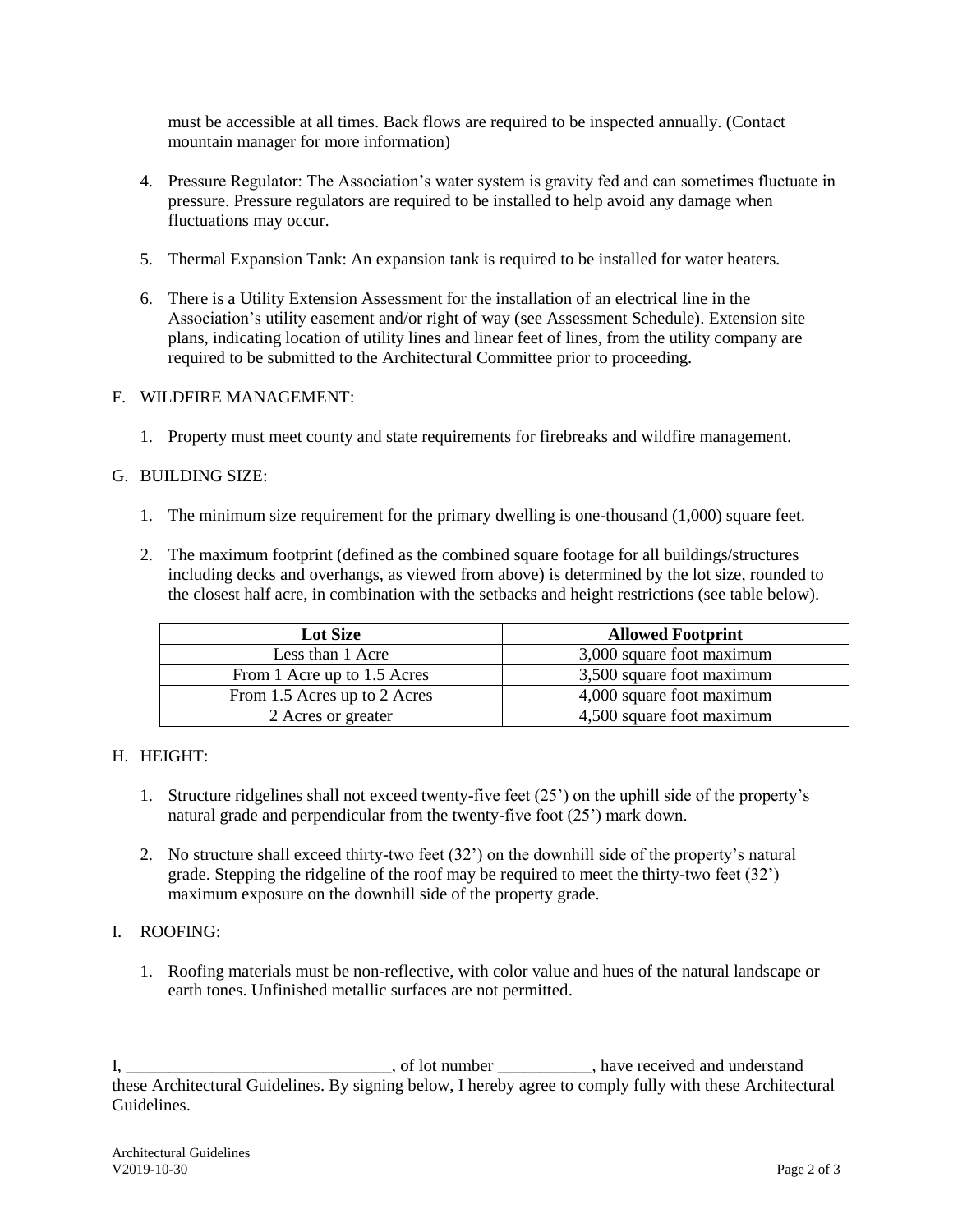must be accessible at all times. Back flows are required to be inspected annually. (Contact mountain manager for more information)

4. Pressure Regulator: The Association's water system is gravity fed and can sometimes fluctuate in pressure. Pressure regulators are required to be installed to help avoid any damage when fluctuations may occur.

5. Thermal Expansion Tank: An expansion tank is required to be installed for water heaters.

6. There is a Utility Extension Assessment for the installation of an electrical line in the Association's utility easement and/or right of way (see Assessment Schedule). Extension site plans, indicating location of utility lines and linear feet of lines, from the utility company are required to be submitted to the Architectural Committee prior to proceeding.

F. WILDFIRE MANAGEMENT:

1. Property must meet county and state requirements for firebreaks and wildfire management.

G. BUILDING SIZE:

1. The minimum size requirement for the primary dwelling is one-thousand (1,000) square feet.

2. The maximum footprint (defined as the combined square footage for all buildings/structures including decks and overhangs, as viewed from above) is determined by the lot size, rounded to the closest half acre, in combination with the setbacks and height restrictions (see table below).

| Lot Size | Allowed Footprint |
|---|---|
| Less than 1 Acre | 3,000 square foot maximum |
| From 1 Acre up to 1.5 Acres | 3,500 square foot maximum |
| From 1.5 Acres up to 2 Acres | 4,000 square foot maximum |
| 2 Acres or greater | 4,500 square foot maximum |

H. HEIGHT:

1. Structure ridgelines shall not exceed twenty-five feet (25') on the uphill side of the property's natural grade and perpendicular from the twenty-five foot (25') mark down.

2. No structure shall exceed thirty-two feet (32') on the downhill side of the property's natural grade. Stepping the ridgeline of the roof may be required to meet the thirty-two feet (32') maximum exposure on the downhill side of the property grade.

I. ROOFING:

1. Roofing materials must be non-reflective, with color value and hues of the natural landscape or earth tones. Unfinished metallic surfaces are not permitted.

I, _______________________________, of lot number ___________, have received and understand these Architectural Guidelines. By signing below, I hereby agree to comply fully with these Architectural Guidelines.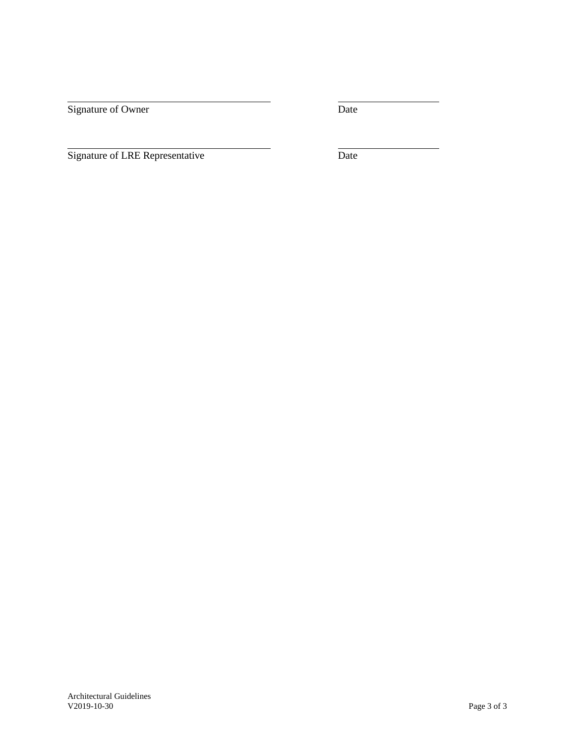| | |
|---|---|
| \_\_\_\_\_\_\_\_\_\_\_\_\_\_\_\_\_\_\_\_\_\_\_\_\_\_\_\_\_\_ | \_\_\_\_\_\_\_\_\_\_\_\_\_\_\_ |
| Signature of Owner | Date |
| \_\_\_\_\_\_\_\_\_\_\_\_\_\_\_\_\_\_\_\_\_\_\_\_\_\_\_\_\_\_ | \_\_\_\_\_\_\_\_\_\_\_\_\_\_\_ |
| Signature of LRE Representative | Date |